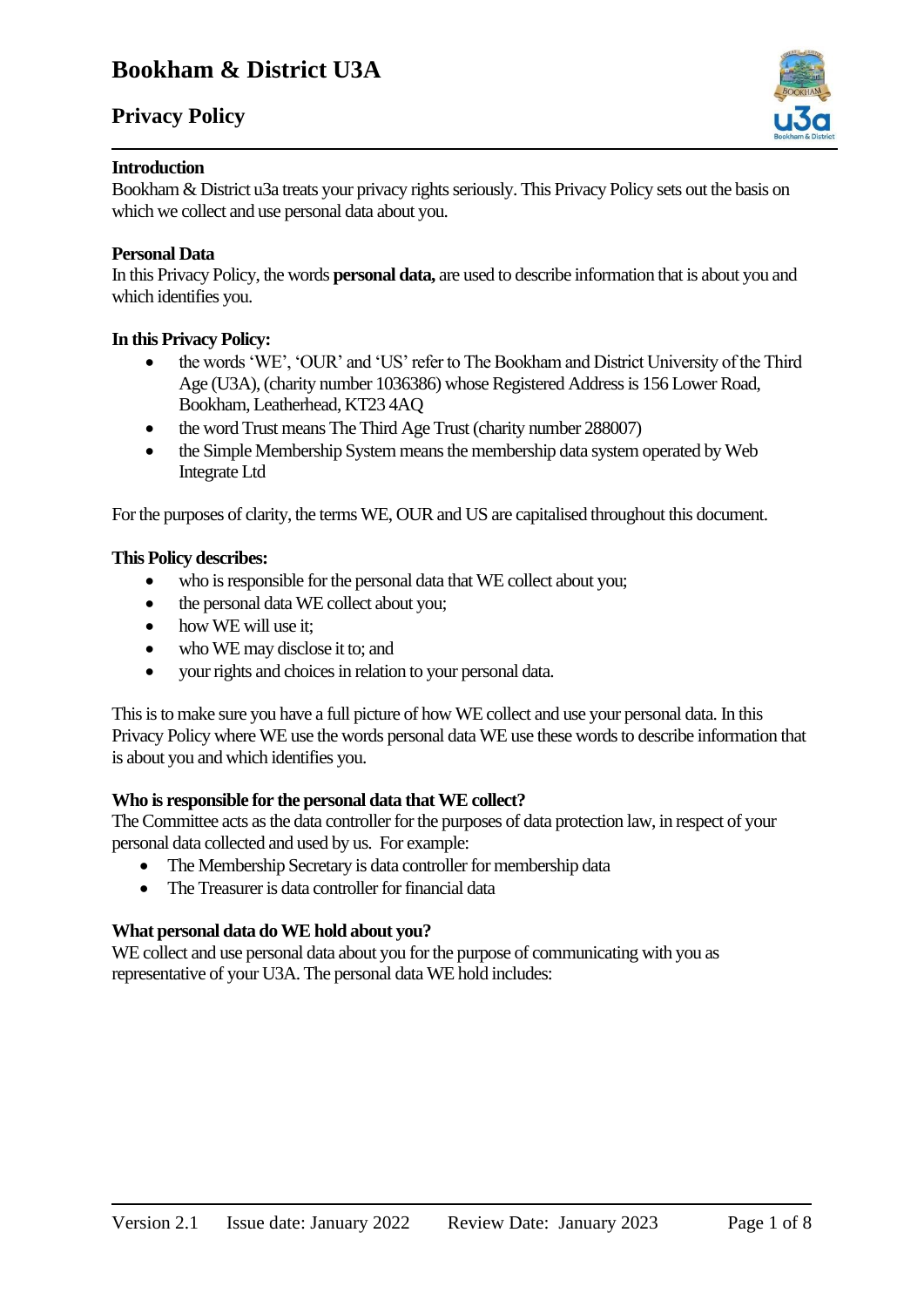# Bookham & District U3A

## Privacy Policy

**Introduction**
Bookham & District u3a treats your privacy rights seriously. This Privacy Policy sets out the basis on which we collect and use personal data about you.

**Personal Data**
In this Privacy Policy, the words **personal data,** are used to describe information that is about you and which identifies you.

**In this Privacy Policy:**

- the words 'WE', 'OUR' and 'US' refer to The Bookham and District University of the Third Age (U3A), (charity number 1036386) whose Registered Address is 156 Lower Road, Bookham, Leatherhead, KT23 4AQ
- the word Trust means The Third Age Trust (charity number 288007)
- the Simple Membership System means the membership data system operated by Web Integrate Ltd

For the purposes of clarity, the terms WE, OUR and US are capitalised throughout this document.

**This Policy describes:**

- who is responsible for the personal data that WE collect about you;
- the personal data WE collect about you;
- how WE will use it;
- who WE may disclose it to; and
- your rights and choices in relation to your personal data.

This is to make sure you have a full picture of how WE collect and use your personal data. In this Privacy Policy where WE use the words personal data WE use these words to describe information that is about you and which identifies you.

**Who is responsible for the personal data that WE collect?**
The Committee acts as the data controller for the purposes of data protection law, in respect of your personal data collected and used by us. For example:

- The Membership Secretary is data controller for membership data
- The Treasurer is data controller for financial data

**What personal data do WE hold about you?**
WE collect and use personal data about you for the purpose of communicating with you as representative of your U3A. The personal data WE hold includes: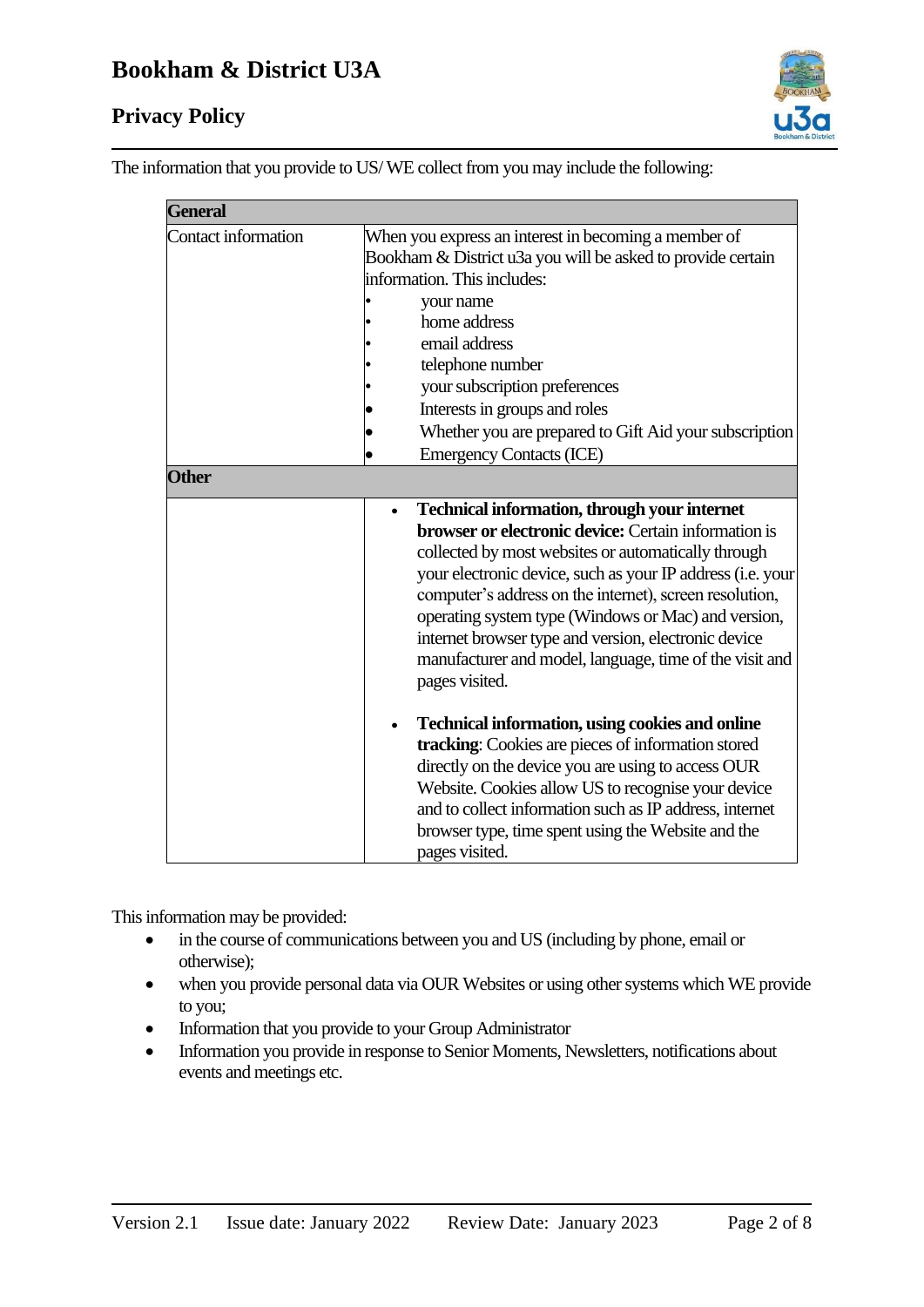The information that you provide to US/ WE collect from you may include the following:

| **General** | |
|---|---|
| Contact information | When you express an interest in becoming a member of Bookham & District u3a you will be asked to provide certain information. This includes:<br>• your name<br>• home address<br>• email address<br>• telephone number<br>• your subscription preferences<br>• Interests in groups and roles<br>• Whether you are prepared to Gift Aid your subscription<br>• Emergency Contacts (ICE) |
| **Other** | |
| | • **Technical information, through your internet browser or electronic device:** Certain information is collected by most websites or automatically through your electronic device, such as your IP address (i.e. your computer's address on the internet), screen resolution, operating system type (Windows or Mac) and version, internet browser type and version, electronic device manufacturer and model, language, time of the visit and pages visited.<br><br>• **Technical information, using cookies and online tracking**: Cookies are pieces of information stored directly on the device you are using to access OUR Website. Cookies allow US to recognise your device and to collect information such as IP address, internet browser type, time spent using the Website and the pages visited. |

This information may be provided:

- in the course of communications between you and US (including by phone, email or otherwise);
- when you provide personal data via OUR Websites or using other systems which WE provide to you;
- Information that you provide to your Group Administrator
- Information you provide in response to Senior Moments, Newsletters, notifications about events and meetings etc.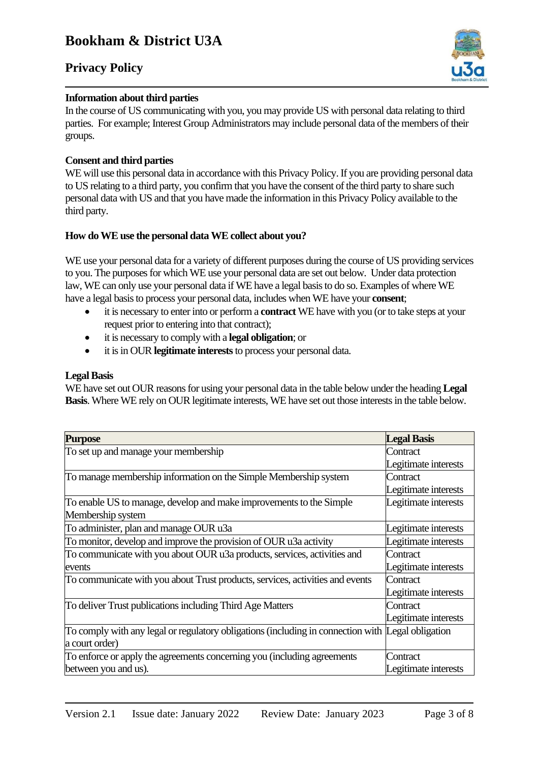**Information about third parties**

In the course of US communicating with you, you may provide US with personal data relating to third parties. For example; Interest Group Administrators may include personal data of the members of their groups.

**Consent and third parties**

WE will use this personal data in accordance with this Privacy Policy. If you are providing personal data to US relating to a third party, you confirm that you have the consent of the third party to share such personal data with US and that you have made the information in this Privacy Policy available to the third party.

**How do WE use the personal data WE collect about you?**

WE use your personal data for a variety of different purposes during the course of US providing services to you. The purposes for which WE use your personal data are set out below. Under data protection law, WE can only use your personal data if WE have a legal basis to do so. Examples of where WE have a legal basis to process your personal data, includes when WE have your **consent**;

- it is necessary to enter into or perform a **contract** WE have with you (or to take steps at your request prior to entering into that contract);
- it is necessary to comply with a **legal obligation**; or
- it is in OUR **legitimate interests** to process your personal data.

**Legal Basis**

WE have set out OUR reasons for using your personal data in the table below under the heading **Legal Basis**. Where WE rely on OUR legitimate interests, WE have set out those interests in the table below.

| **Purpose** | **Legal Basis** |
|---|---|
| To set up and manage your membership | Contract<br>Legitimate interests |
| To manage membership information on the Simple Membership system | Contract<br>Legitimate interests |
| To enable US to manage, develop and make improvements to the Simple Membership system | Legitimate interests |
| To administer, plan and manage OUR u3a | Legitimate interests |
| To monitor, develop and improve the provision of OUR u3a activity | Legitimate interests |
| To communicate with you about OUR u3a products, services, activities and events | Contract<br>Legitimate interests |
| To communicate with you about Trust products, services, activities and events | Contract<br>Legitimate interests |
| To deliver Trust publications including Third Age Matters | Contract<br>Legitimate interests |
| To comply with any legal or regulatory obligations (including in connection with a court order) | Legal obligation |
| To enforce or apply the agreements concerning you (including agreements between you and us). | Contract<br>Legitimate interests |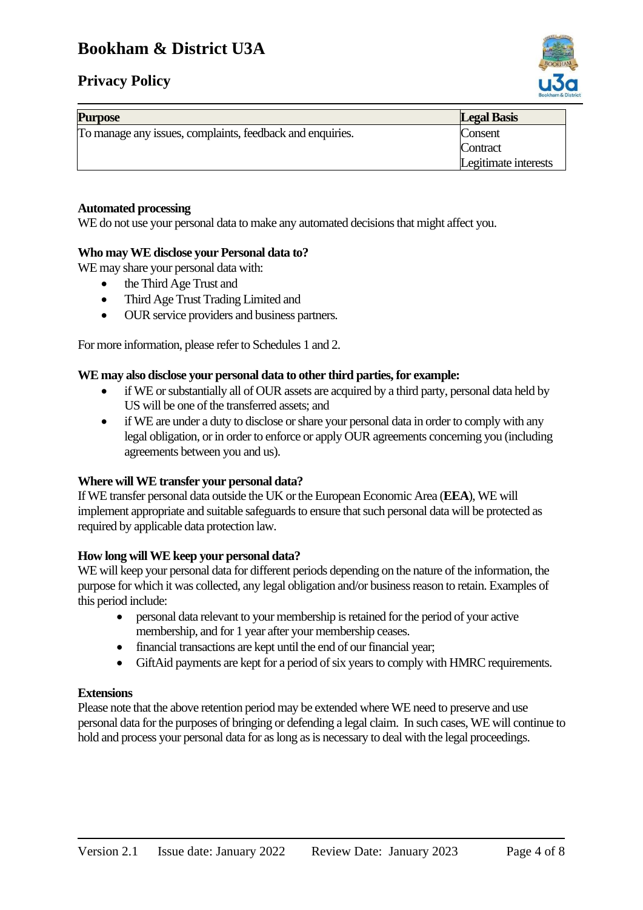| Purpose | Legal Basis |
|---|---|
| To manage any issues, complaints, feedback and enquiries. | Consent<br>Contract<br>Legitimate interests |

**Automated processing**

WE do not use your personal data to make any automated decisions that might affect you.

**Who may WE disclose your Personal data to?**

WE may share your personal data with:

- the Third Age Trust and
- Third Age Trust Trading Limited and
- OUR service providers and business partners.

For more information, please refer to Schedules 1 and 2.

**WE may also disclose your personal data to other third parties, for example:**

- if WE or substantially all of OUR assets are acquired by a third party, personal data held by US will be one of the transferred assets; and
- if WE are under a duty to disclose or share your personal data in order to comply with any legal obligation, or in order to enforce or apply OUR agreements concerning you (including agreements between you and us).

**Where will WE transfer your personal data?**

If WE transfer personal data outside the UK or the European Economic Area (**EEA**), WE will implement appropriate and suitable safeguards to ensure that such personal data will be protected as required by applicable data protection law.

**How long will WE keep your personal data?**

WE will keep your personal data for different periods depending on the nature of the information, the purpose for which it was collected, any legal obligation and/or business reason to retain. Examples of this period include:

- personal data relevant to your membership is retained for the period of your active membership, and for 1 year after your membership ceases.
- financial transactions are kept until the end of our financial year;
- GiftAid payments are kept for a period of six years to comply with HMRC requirements.

**Extensions**

Please note that the above retention period may be extended where WE need to preserve and use personal data for the purposes of bringing or defending a legal claim. In such cases, WE will continue to hold and process your personal data for as long as is necessary to deal with the legal proceedings.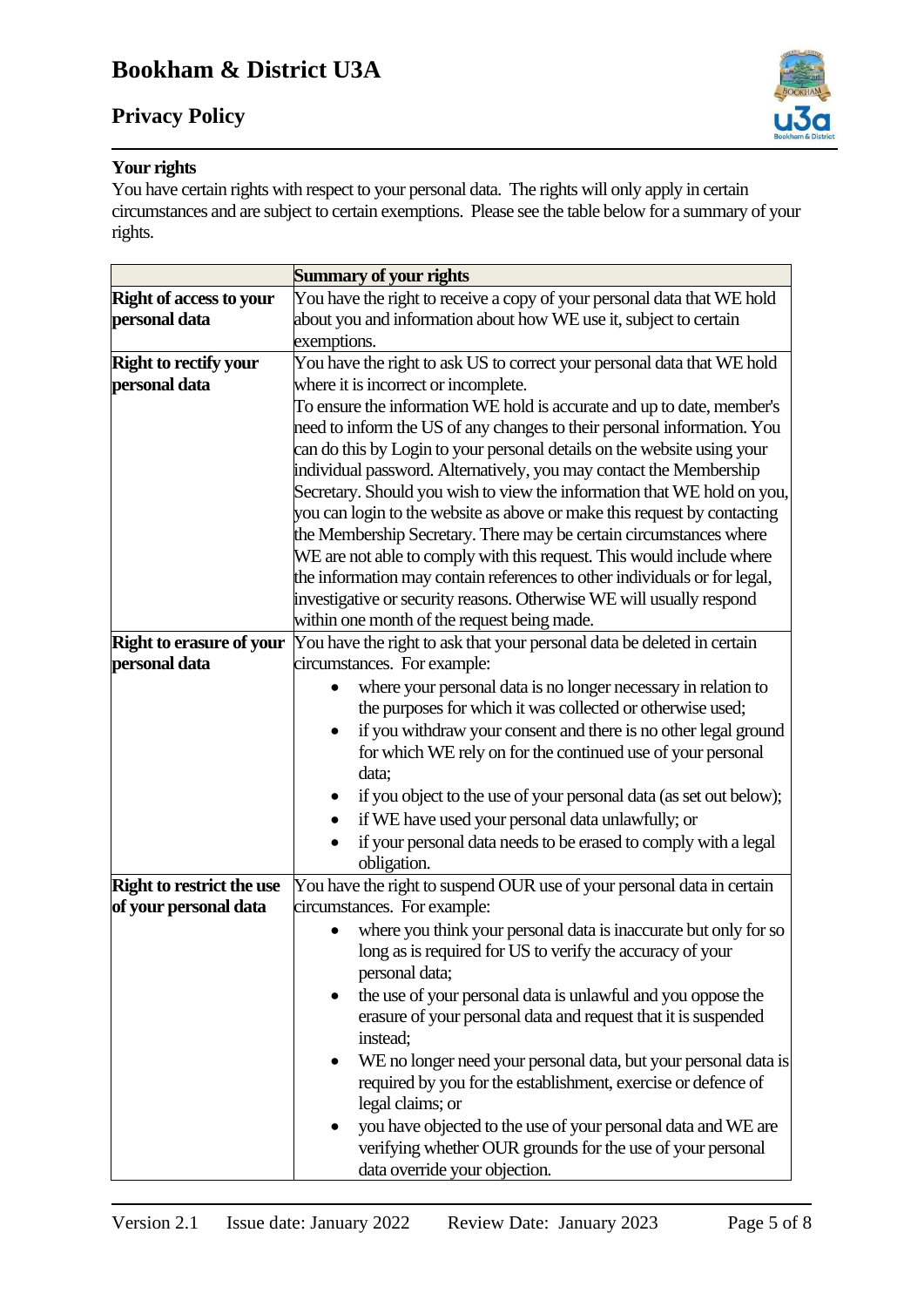## Your rights

You have certain rights with respect to your personal data. The rights will only apply in certain circumstances and are subject to certain exemptions. Please see the table below for a summary of your rights.

| | Summary of your rights |
|---|---|
| **Right of access to your personal data** | You have the right to receive a copy of your personal data that WE hold about you and information about how WE use it, subject to certain exemptions. |
| **Right to rectify your personal data** | You have the right to ask US to correct your personal data that WE hold where it is incorrect or incomplete.<br>To ensure the information WE hold is accurate and up to date, member's need to inform the US of any changes to their personal information. You can do this by Login to your personal details on the website using your individual password. Alternatively, you may contact the Membership Secretary. Should you wish to view the information that WE hold on you, you can login to the website as above or make this request by contacting the Membership Secretary. There may be certain circumstances where WE are not able to comply with this request. This would include where the information may contain references to other individuals or for legal, investigative or security reasons. Otherwise WE will usually respond within one month of the request being made. |
| **Right to erasure of your personal data** | You have the right to ask that your personal data be deleted in certain circumstances. For example:<br>• where your personal data is no longer necessary in relation to the purposes for which it was collected or otherwise used;<br>• if you withdraw your consent and there is no other legal ground for which WE rely on for the continued use of your personal data;<br>• if you object to the use of your personal data (as set out below);<br>• if WE have used your personal data unlawfully; or<br>• if your personal data needs to be erased to comply with a legal obligation. |
| **Right to restrict the use of your personal data** | You have the right to suspend OUR use of your personal data in certain circumstances. For example:<br>• where you think your personal data is inaccurate but only for so long as is required for US to verify the accuracy of your personal data;<br>• the use of your personal data is unlawful and you oppose the erasure of your personal data and request that it is suspended instead;<br>• WE no longer need your personal data, but your personal data is required by you for the establishment, exercise or defence of legal claims; or<br>• you have objected to the use of your personal data and WE are verifying whether OUR grounds for the use of your personal data override your objection. |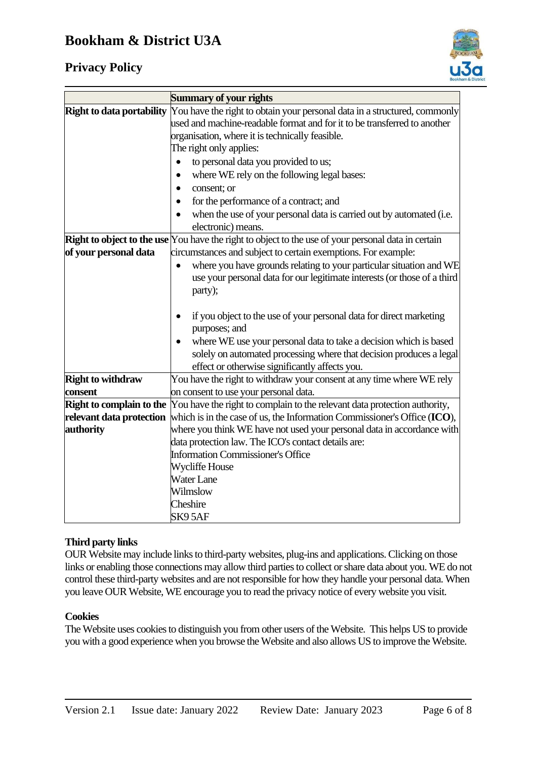| | Summary of your rights |
|---|---|
| **Right to data portability** | You have the right to obtain your personal data in a structured, commonly used and machine-readable format and for it to be transferred to another organisation, where it is technically feasible.<br>The right only applies:<br>• to personal data you provided to us;<br>• where WE rely on the following legal bases:<br>• consent; or<br>• for the performance of a contract; and<br>• when the use of your personal data is carried out by automated (i.e. electronic) means. |
| **Right to object to the use of your personal data** | You have the right to object to the use of your personal data in certain circumstances and subject to certain exemptions. For example:<br>• where you have grounds relating to your particular situation and WE use your personal data for our legitimate interests (or those of a third party);<br>• if you object to the use of your personal data for direct marketing purposes; and<br>• where WE use your personal data to take a decision which is based solely on automated processing where that decision produces a legal effect or otherwise significantly affects you. |
| **Right to withdraw consent** | You have the right to withdraw your consent at any time where WE rely on consent to use your personal data. |
| **Right to complain to the relevant data protection authority** | You have the right to complain to the relevant data protection authority, which is in the case of us, the Information Commissioner's Office (**ICO**), where you think WE have not used your personal data in accordance with data protection law. The ICO's contact details are:<br>Information Commissioner's Office<br>Wycliffe House<br>Water Lane<br>Wilmslow<br>Cheshire<br>SK9 5AF |

**Third party links**

OUR Website may include links to third-party websites, plug-ins and applications. Clicking on those links or enabling those connections may allow third parties to collect or share data about you. WE do not control these third-party websites and are not responsible for how they handle your personal data. When you leave OUR Website, WE encourage you to read the privacy notice of every website you visit.

**Cookies**

The Website uses cookies to distinguish you from other users of the Website. This helps US to provide you with a good experience when you browse the Website and also allows US to improve the Website.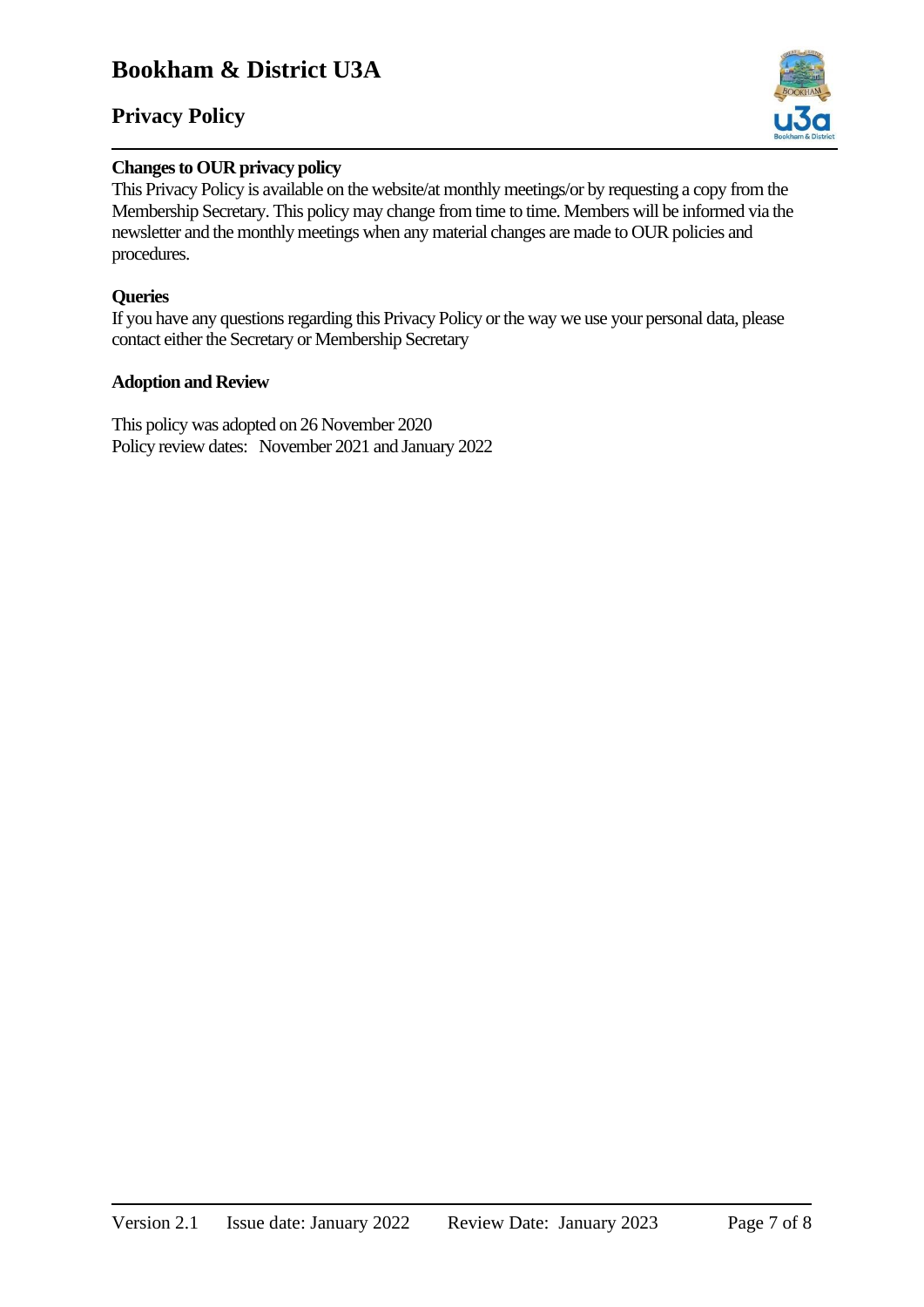**Changes to OUR privacy policy**

This Privacy Policy is available on the website/at monthly meetings/or by requesting a copy from the Membership Secretary. This policy may change from time to time. Members will be informed via the newsletter and the monthly meetings when any material changes are made to OUR policies and procedures.

**Queries**

If you have any questions regarding this Privacy Policy or the way we use your personal data, please contact either the Secretary or Membership Secretary

**Adoption and Review**

This policy was adopted on 26 November 2020
Policy review dates: November 2021 and January 2022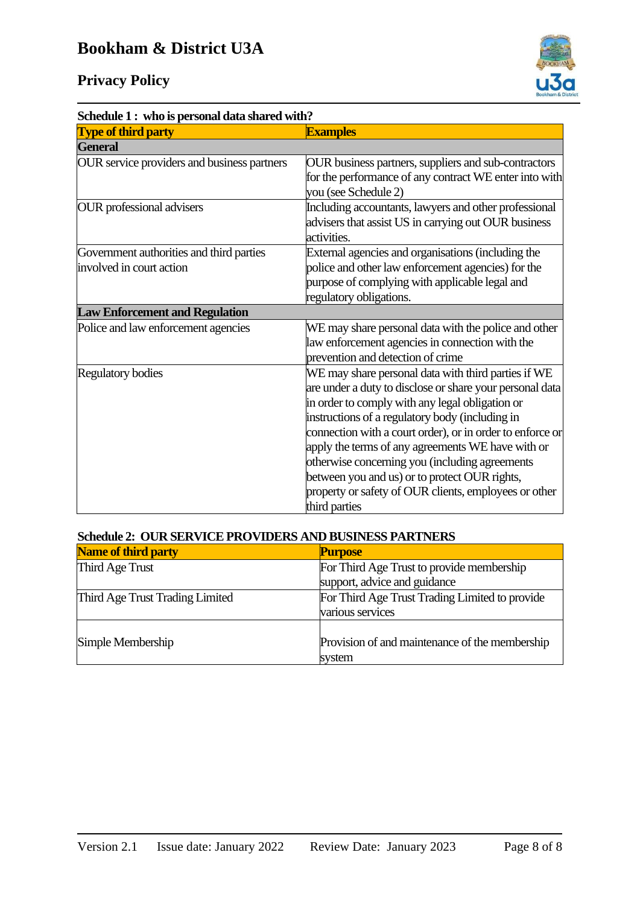**Schedule 1 : who is personal data shared with?**

| Type of third party | Examples |
|---|---|
| **General** | |
| OUR service providers and business partners | OUR business partners, suppliers and sub-contractors for the performance of any contract WE enter into with you (see Schedule 2) |
| OUR professional advisers | Including accountants, lawyers and other professional advisers that assist US in carrying out OUR business activities. |
| Government authorities and third parties involved in court action | External agencies and organisations (including the police and other law enforcement agencies) for the purpose of complying with applicable legal and regulatory obligations. |
| **Law Enforcement and Regulation** | |
| Police and law enforcement agencies | WE may share personal data with the police and other law enforcement agencies in connection with the prevention and detection of crime |
| Regulatory bodies | WE may share personal data with third parties if WE are under a duty to disclose or share your personal data in order to comply with any legal obligation or instructions of a regulatory body (including in connection with a court order), or in order to enforce or apply the terms of any agreements WE have with or otherwise concerning you (including agreements between you and us) or to protect OUR rights, property or safety of OUR clients, employees or other third parties |

**Schedule 2: OUR SERVICE PROVIDERS AND BUSINESS PARTNERS**

| Name of third party | Purpose |
|---|---|
| Third Age Trust | For Third Age Trust to provide membership support, advice and guidance |
| Third Age Trust Trading Limited | For Third Age Trust Trading Limited to provide various services |
| Simple Membership | Provision of and maintenance of the membership system |